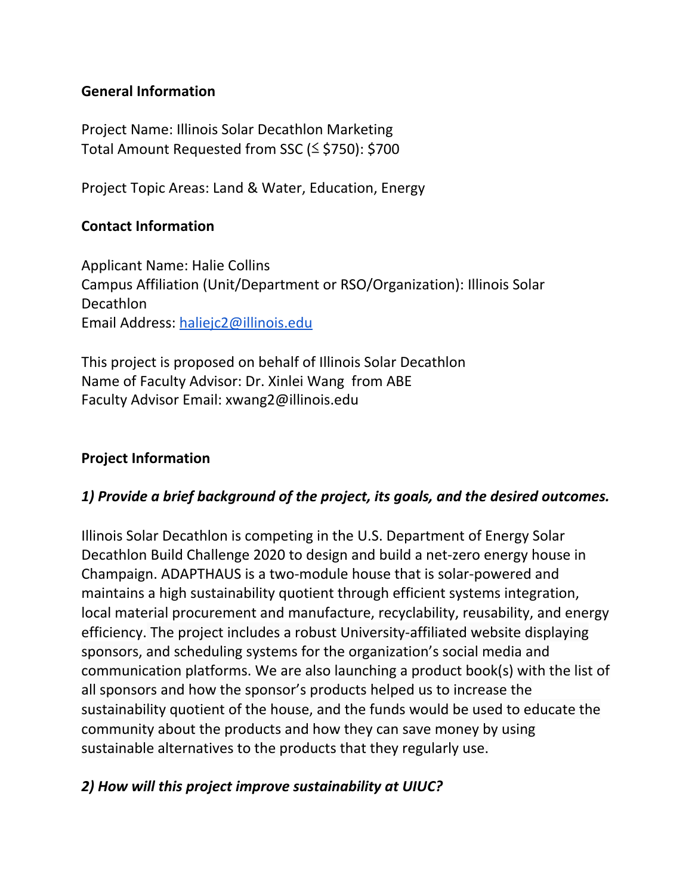**General Information**

Project Name: Illinois Solar Decathlon Marketing
Total Amount Requested from SSC (≤ $750): $700

Project Topic Areas: Land & Water, Education, Energy

**Contact Information**

Applicant Name: Halie Collins
Campus Affiliation (Unit/Department or RSO/Organization): Illinois Solar Decathlon
Email Address: haliejc2@illinois.edu

This project is proposed on behalf of Illinois Solar Decathlon
Name of Faculty Advisor: Dr. Xinlei Wang from ABE
Faculty Advisor Email: xwang2@illinois.edu

**Project Information**

***1) Provide a brief background of the project, its goals, and the desired outcomes.***

Illinois Solar Decathlon is competing in the U.S. Department of Energy Solar Decathlon Build Challenge 2020 to design and build a net-zero energy house in Champaign. ADAPTHAUS is a two-module house that is solar-powered and maintains a high sustainability quotient through efficient systems integration, local material procurement and manufacture, recyclability, reusability, and energy efficiency. The project includes a robust University-affiliated website displaying sponsors, and scheduling systems for the organization's social media and communication platforms. We are also launching a product book(s) with the list of all sponsors and how the sponsor's products helped us to increase the sustainability quotient of the house, and the funds would be used to educate the community about the products and how they can save money by using sustainable alternatives to the products that they regularly use.

***2) How will this project improve sustainability at UIUC?***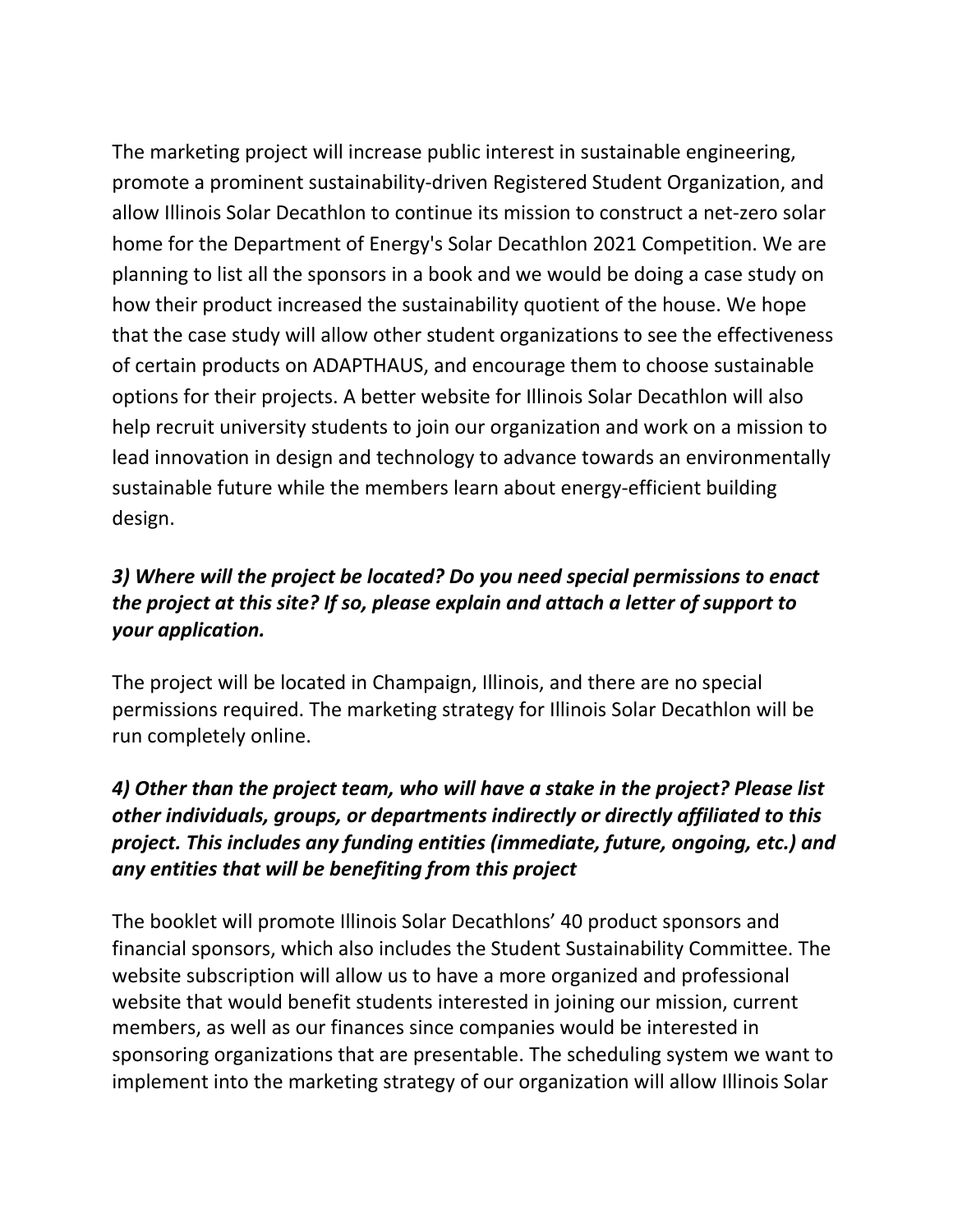The marketing project will increase public interest in sustainable engineering, promote a prominent sustainability-driven Registered Student Organization, and allow Illinois Solar Decathlon to continue its mission to construct a net-zero solar home for the Department of Energy's Solar Decathlon 2021 Competition. We are planning to list all the sponsors in a book and we would be doing a case study on how their product increased the sustainability quotient of the house. We hope that the case study will allow other student organizations to see the effectiveness of certain products on ADAPTHAUS, and encourage them to choose sustainable options for their projects. A better website for Illinois Solar Decathlon will also help recruit university students to join our organization and work on a mission to lead innovation in design and technology to advance towards an environmentally sustainable future while the members learn about energy-efficient building design.

***3) Where will the project be located? Do you need special permissions to enact the project at this site? If so, please explain and attach a letter of support to your application.***

The project will be located in Champaign, Illinois, and there are no special permissions required. The marketing strategy for Illinois Solar Decathlon will be run completely online.

***4) Other than the project team, who will have a stake in the project? Please list other individuals, groups, or departments indirectly or directly affiliated to this project. This includes any funding entities (immediate, future, ongoing, etc.) and any entities that will be benefiting from this project***

The booklet will promote Illinois Solar Decathlons' 40 product sponsors and financial sponsors, which also includes the Student Sustainability Committee. The website subscription will allow us to have a more organized and professional website that would benefit students interested in joining our mission, current members, as well as our finances since companies would be interested in sponsoring organizations that are presentable. The scheduling system we want to implement into the marketing strategy of our organization will allow Illinois Solar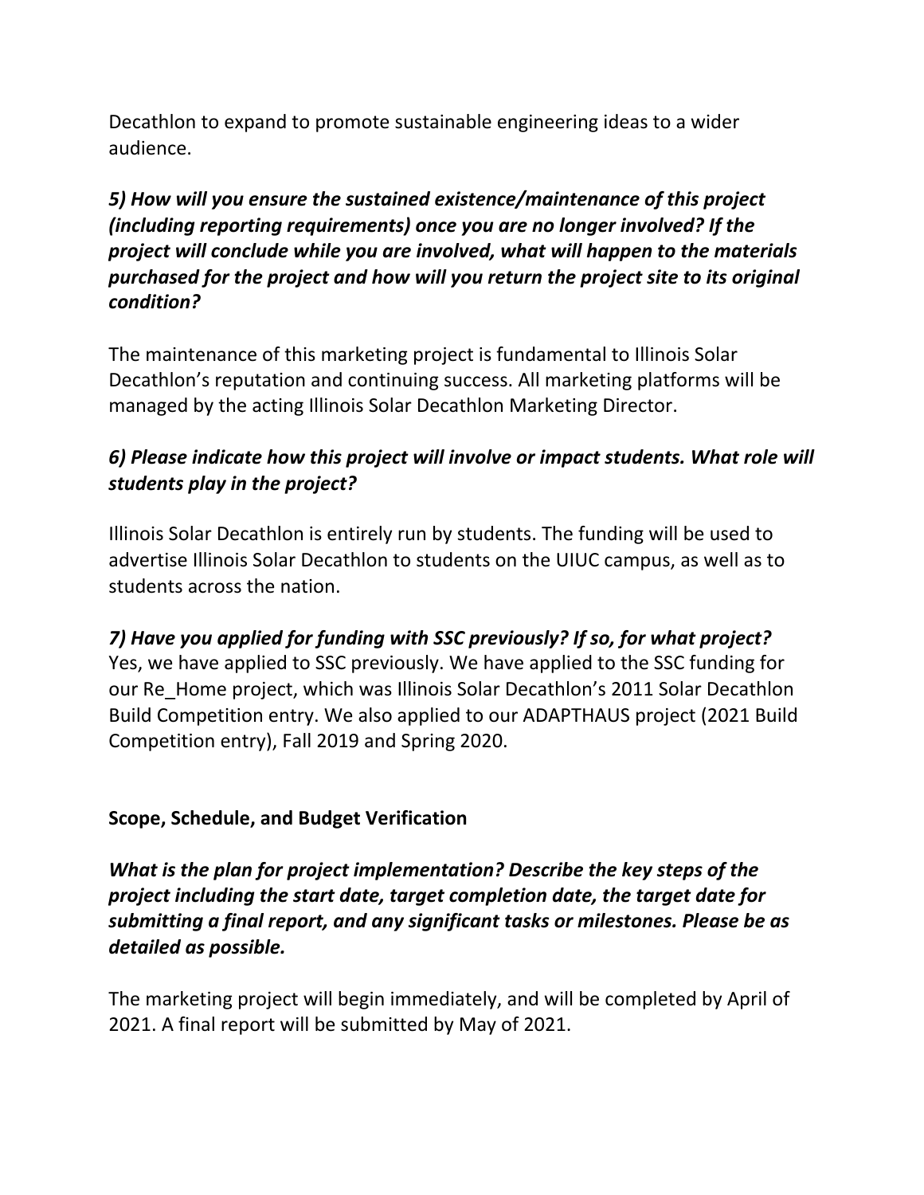Decathlon to expand to promote sustainable engineering ideas to a wider audience.

***5) How will you ensure the sustained existence/maintenance of this project (including reporting requirements) once you are no longer involved? If the project will conclude while you are involved, what will happen to the materials purchased for the project and how will you return the project site to its original condition?***

The maintenance of this marketing project is fundamental to Illinois Solar Decathlon's reputation and continuing success. All marketing platforms will be managed by the acting Illinois Solar Decathlon Marketing Director.

***6) Please indicate how this project will involve or impact students. What role will students play in the project?***

Illinois Solar Decathlon is entirely run by students. The funding will be used to advertise Illinois Solar Decathlon to students on the UIUC campus, as well as to students across the nation.

***7) Have you applied for funding with SSC previously? If so, for what project?***
Yes, we have applied to SSC previously. We have applied to the SSC funding for our Re_Home project, which was Illinois Solar Decathlon's 2011 Solar Decathlon Build Competition entry. We also applied to our ADAPTHAUS project (2021 Build Competition entry), Fall 2019 and Spring 2020.

**Scope, Schedule, and Budget Verification**

***What is the plan for project implementation? Describe the key steps of the project including the start date, target completion date, the target date for submitting a final report, and any significant tasks or milestones. Please be as detailed as possible.***

The marketing project will begin immediately, and will be completed by April of 2021. A final report will be submitted by May of 2021.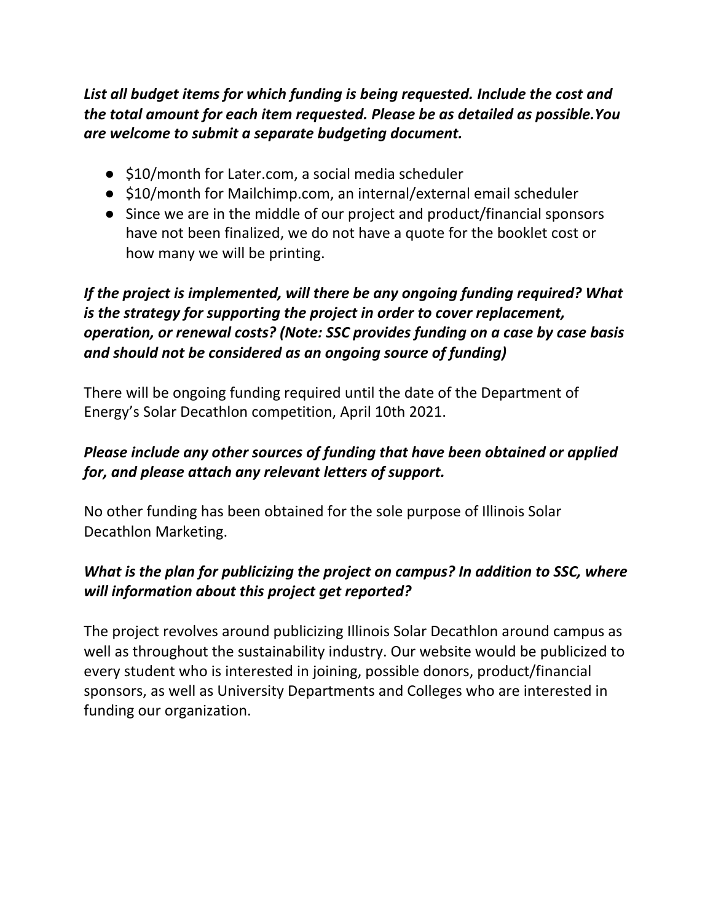***List all budget items for which funding is being requested. Include the cost and the total amount for each item requested. Please be as detailed as possible.You are welcome to submit a separate budgeting document.***

- $10/month for Later.com, a social media scheduler
- $10/month for Mailchimp.com, an internal/external email scheduler
- Since we are in the middle of our project and product/financial sponsors have not been finalized, we do not have a quote for the booklet cost or how many we will be printing.

***If the project is implemented, will there be any ongoing funding required? What is the strategy for supporting the project in order to cover replacement, operation, or renewal costs? (Note: SSC provides funding on a case by case basis and should not be considered as an ongoing source of funding)***

There will be ongoing funding required until the date of the Department of Energy's Solar Decathlon competition, April 10th 2021.

***Please include any other sources of funding that have been obtained or applied for, and please attach any relevant letters of support.***

No other funding has been obtained for the sole purpose of Illinois Solar Decathlon Marketing.

***What is the plan for publicizing the project on campus? In addition to SSC, where will information about this project get reported?***

The project revolves around publicizing Illinois Solar Decathlon around campus as well as throughout the sustainability industry. Our website would be publicized to every student who is interested in joining, possible donors, product/financial sponsors, as well as University Departments and Colleges who are interested in funding our organization.